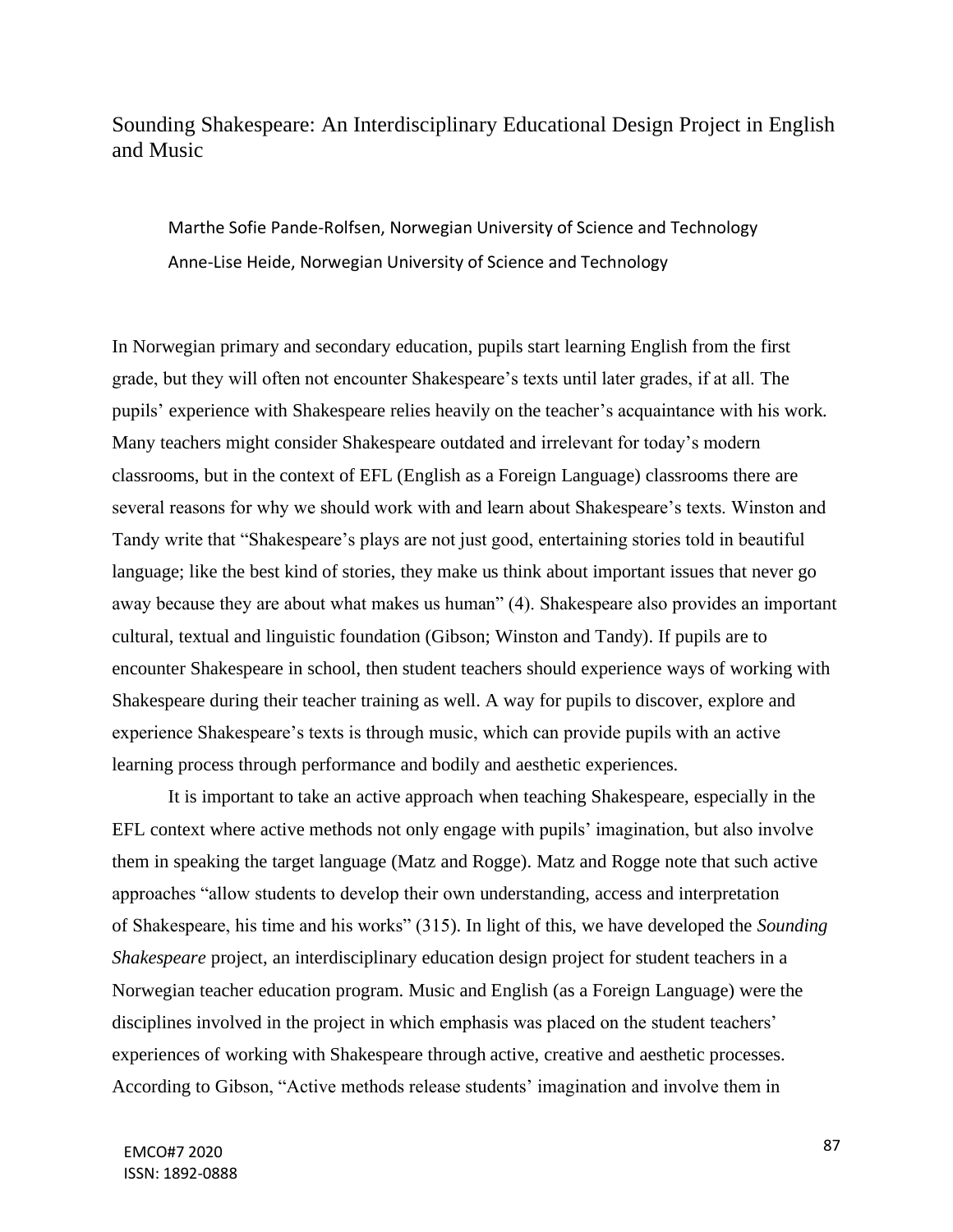# Sounding Shakespeare: An Interdisciplinary Educational Design Project in English and Music

Marthe Sofie Pande-Rolfsen, Norwegian University of Science and Technology
Anne-Lise Heide, Norwegian University of Science and Technology

In Norwegian primary and secondary education, pupils start learning English from the first grade, but they will often not encounter Shakespeare's texts until later grades, if at all. The pupils' experience with Shakespeare relies heavily on the teacher's acquaintance with his work. Many teachers might consider Shakespeare outdated and irrelevant for today's modern classrooms, but in the context of EFL (English as a Foreign Language) classrooms there are several reasons for why we should work with and learn about Shakespeare's texts. Winston and Tandy write that "Shakespeare's plays are not just good, entertaining stories told in beautiful language; like the best kind of stories, they make us think about important issues that never go away because they are about what makes us human" (4). Shakespeare also provides an important cultural, textual and linguistic foundation (Gibson; Winston and Tandy). If pupils are to encounter Shakespeare in school, then student teachers should experience ways of working with Shakespeare during their teacher training as well. A way for pupils to discover, explore and experience Shakespeare's texts is through music, which can provide pupils with an active learning process through performance and bodily and aesthetic experiences.

It is important to take an active approach when teaching Shakespeare, especially in the EFL context where active methods not only engage with pupils' imagination, but also involve them in speaking the target language (Matz and Rogge). Matz and Rogge note that such active approaches "allow students to develop their own understanding, access and interpretation of Shakespeare, his time and his works" (315). In light of this, we have developed the *Sounding Shakespeare* project, an interdisciplinary education design project for student teachers in a Norwegian teacher education program. Music and English (as a Foreign Language) were the disciplines involved in the project in which emphasis was placed on the student teachers' experiences of working with Shakespeare through active, creative and aesthetic processes. According to Gibson, "Active methods release students' imagination and involve them in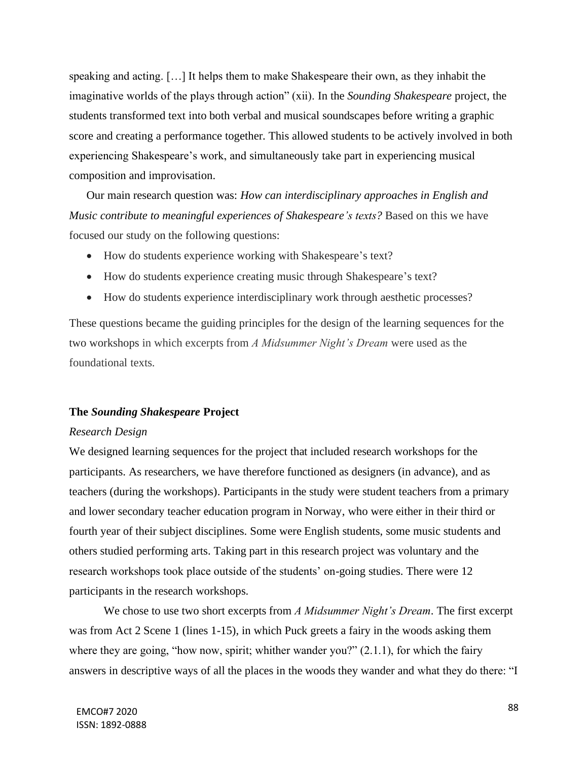speaking and acting. […] It helps them to make Shakespeare their own, as they inhabit the imaginative worlds of the plays through action" (xii). In the *Sounding Shakespeare* project, the students transformed text into both verbal and musical soundscapes before writing a graphic score and creating a performance together. This allowed students to be actively involved in both experiencing Shakespeare's work, and simultaneously take part in experiencing musical composition and improvisation.

Our main research question was: *How can interdisciplinary approaches in English and Music contribute to meaningful experiences of Shakespeare's texts?* Based on this we have focused our study on the following questions:

- How do students experience working with Shakespeare's text?
- How do students experience creating music through Shakespeare's text?
- How do students experience interdisciplinary work through aesthetic processes?

These questions became the guiding principles for the design of the learning sequences for the two workshops in which excerpts from *A Midsummer Night's Dream* were used as the foundational texts.

## The *Sounding Shakespeare* Project

### *Research Design*

We designed learning sequences for the project that included research workshops for the participants. As researchers, we have therefore functioned as designers (in advance), and as teachers (during the workshops). Participants in the study were student teachers from a primary and lower secondary teacher education program in Norway, who were either in their third or fourth year of their subject disciplines. Some were English students, some music students and others studied performing arts. Taking part in this research project was voluntary and the research workshops took place outside of the students' on-going studies. There were 12 participants in the research workshops.

We chose to use two short excerpts from *A Midsummer Night's Dream*. The first excerpt was from Act 2 Scene 1 (lines 1-15), in which Puck greets a fairy in the woods asking them where they are going, "how now, spirit; whither wander you?" (2.1.1), for which the fairy answers in descriptive ways of all the places in the woods they wander and what they do there: "I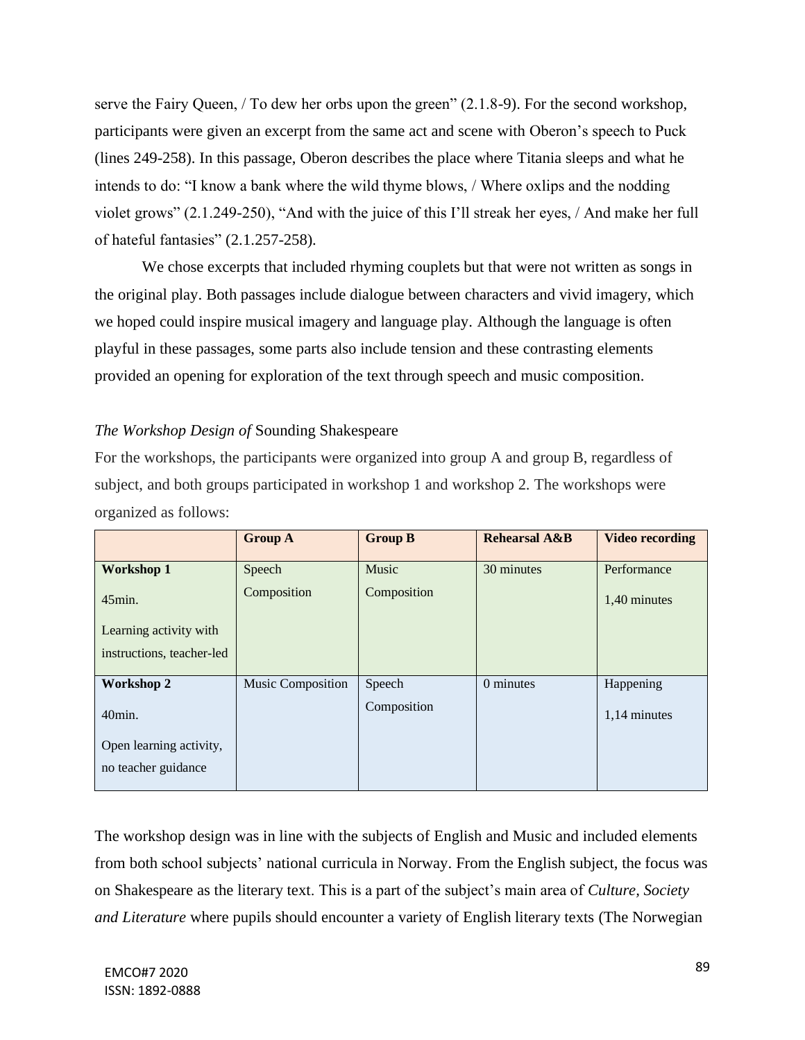serve the Fairy Queen, / To dew her orbs upon the green" (2.1.8-9). For the second workshop, participants were given an excerpt from the same act and scene with Oberon's speech to Puck (lines 249-258). In this passage, Oberon describes the place where Titania sleeps and what he intends to do: "I know a bank where the wild thyme blows, / Where oxlips and the nodding violet grows" (2.1.249-250), "And with the juice of this I'll streak her eyes, / And make her full of hateful fantasies" (2.1.257-258).

We chose excerpts that included rhyming couplets but that were not written as songs in the original play. Both passages include dialogue between characters and vivid imagery, which we hoped could inspire musical imagery and language play. Although the language is often playful in these passages, some parts also include tension and these contrasting elements provided an opening for exploration of the text through speech and music composition.

### *The Workshop Design of* Sounding Shakespeare

For the workshops, the participants were organized into group A and group B, regardless of subject, and both groups participated in workshop 1 and workshop 2. The workshops were organized as follows:

| | **Group A** | **Group B** | **Rehearsal A&B** | **Video recording** |
|---|---|---|---|---|
| **Workshop 1** 45min. Learning activity with instructions, teacher-led | Speech Composition | Music Composition | 30 minutes | Performance 1,40 minutes |
| **Workshop 2** 40min. Open learning activity, no teacher guidance | Music Composition | Speech Composition | 0 minutes | Happening 1,14 minutes |

The workshop design was in line with the subjects of English and Music and included elements from both school subjects' national curricula in Norway. From the English subject, the focus was on Shakespeare as the literary text. This is a part of the subject's main area of *Culture, Society and Literature* where pupils should encounter a variety of English literary texts (The Norwegian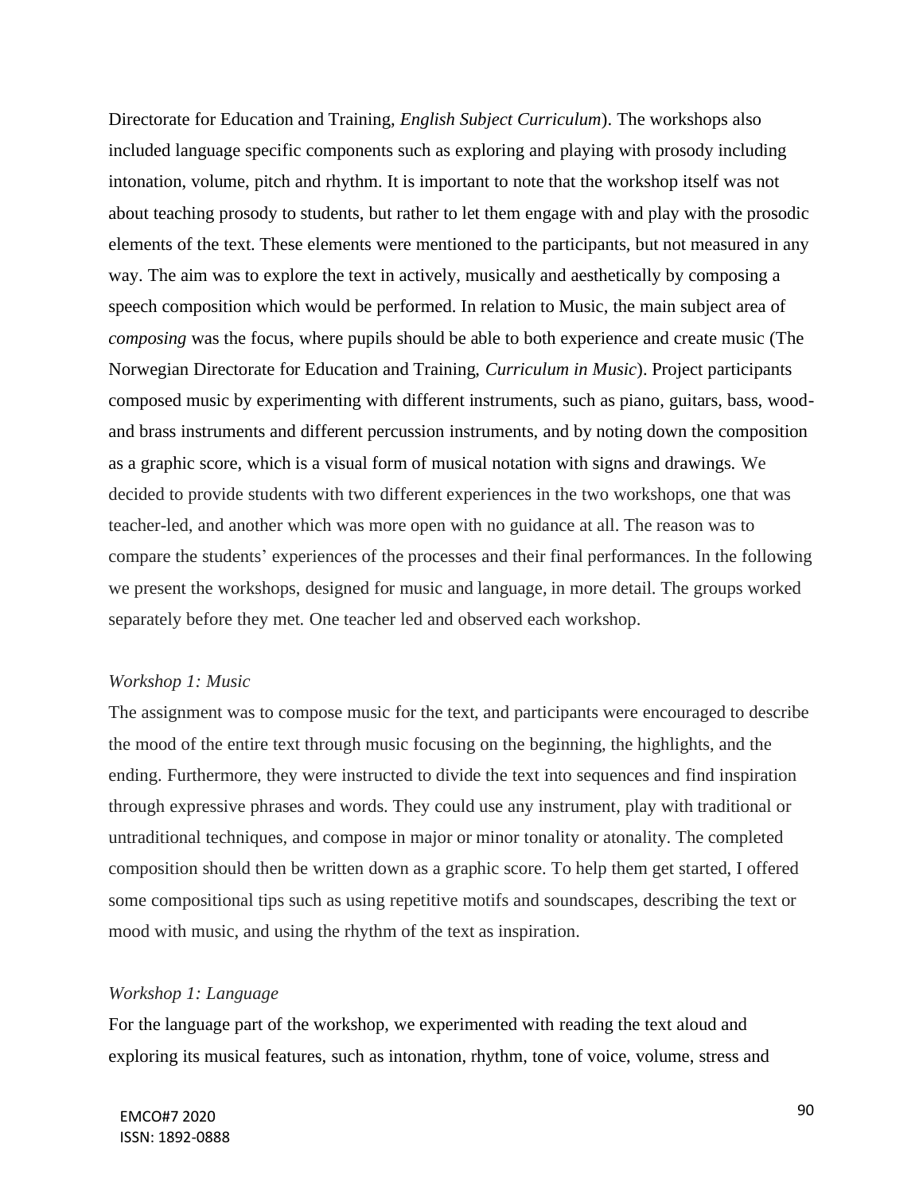Directorate for Education and Training, *English Subject Curriculum*). The workshops also included language specific components such as exploring and playing with prosody including intonation, volume, pitch and rhythm. It is important to note that the workshop itself was not about teaching prosody to students, but rather to let them engage with and play with the prosodic elements of the text. These elements were mentioned to the participants, but not measured in any way. The aim was to explore the text in actively, musically and aesthetically by composing a speech composition which would be performed. In relation to Music, the main subject area of *composing* was the focus, where pupils should be able to both experience and create music (The Norwegian Directorate for Education and Training, *Curriculum in Music*). Project participants composed music by experimenting with different instruments, such as piano, guitars, bass, wood- and brass instruments and different percussion instruments, and by noting down the composition as a graphic score, which is a visual form of musical notation with signs and drawings. We decided to provide students with two different experiences in the two workshops, one that was teacher-led, and another which was more open with no guidance at all. The reason was to compare the students' experiences of the processes and their final performances. In the following we present the workshops, designed for music and language, in more detail. The groups worked separately before they met. One teacher led and observed each workshop.

*Workshop 1: Music*

The assignment was to compose music for the text, and participants were encouraged to describe the mood of the entire text through music focusing on the beginning, the highlights, and the ending. Furthermore, they were instructed to divide the text into sequences and find inspiration through expressive phrases and words. They could use any instrument, play with traditional or untraditional techniques, and compose in major or minor tonality or atonality. The completed composition should then be written down as a graphic score. To help them get started, I offered some compositional tips such as using repetitive motifs and soundscapes, describing the text or mood with music, and using the rhythm of the text as inspiration.

*Workshop 1: Language*

For the language part of the workshop, we experimented with reading the text aloud and exploring its musical features, such as intonation, rhythm, tone of voice, volume, stress and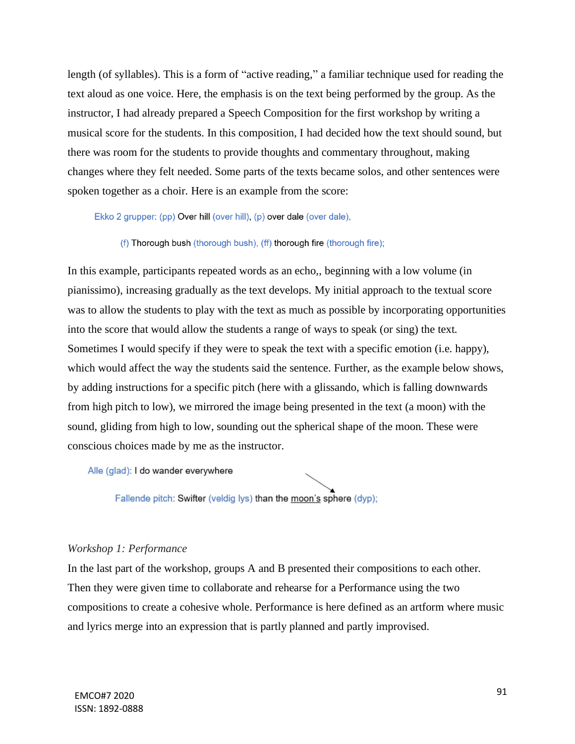length (of syllables). This is a form of "active reading," a familiar technique used for reading the text aloud as one voice. Here, the emphasis is on the text being performed by the group. As the instructor, I had already prepared a Speech Composition for the first workshop by writing a musical score for the students. In this composition, I had decided how the text should sound, but there was room for the students to provide thoughts and commentary throughout, making changes where they felt needed. Some parts of the texts became solos, and other sentences were spoken together as a choir. Here is an example from the score:

> Ekko 2 grupper: (pp) Over hill (over hill), (p) over dale (over dale),
>
> (f) Thorough bush (thorough bush), (ff) thorough fire (thorough fire);

In this example, participants repeated words as an echo,, beginning with a low volume (in pianissimo), increasing gradually as the text develops. My initial approach to the textual score was to allow the students to play with the text as much as possible by incorporating opportunities into the score that would allow the students a range of ways to speak (or sing) the text. Sometimes I would specify if they were to speak the text with a specific emotion (i.e. happy), which would affect the way the students said the sentence. Further, as the example below shows, by adding instructions for a specific pitch (here with a glissando, which is falling downwards from high pitch to low), we mirrored the image being presented in the text (a moon) with the sound, gliding from high to low, sounding out the spherical shape of the moon. These were conscious choices made by me as the instructor.

> Alle (glad): I do wander everywhere
>
> Fallende pitch: Swifter (veldig lys) than the moon's sphere (dyp);

*Workshop 1: Performance*

In the last part of the workshop, groups A and B presented their compositions to each other. Then they were given time to collaborate and rehearse for a Performance using the two compositions to create a cohesive whole. Performance is here defined as an artform where music and lyrics merge into an expression that is partly planned and partly improvised.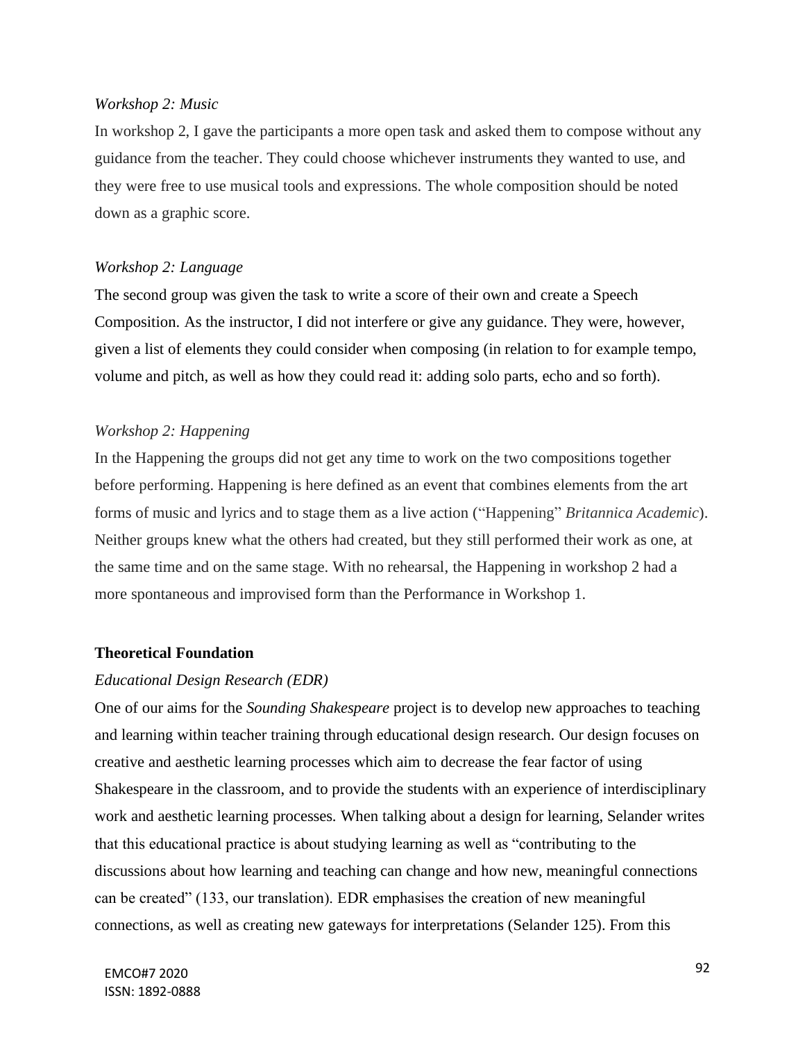*Workshop 2: Music*

In workshop 2, I gave the participants a more open task and asked them to compose without any guidance from the teacher. They could choose whichever instruments they wanted to use, and they were free to use musical tools and expressions. The whole composition should be noted down as a graphic score.

*Workshop 2: Language*

The second group was given the task to write a score of their own and create a Speech Composition. As the instructor, I did not interfere or give any guidance. They were, however, given a list of elements they could consider when composing (in relation to for example tempo, volume and pitch, as well as how they could read it: adding solo parts, echo and so forth).

*Workshop 2: Happening*

In the Happening the groups did not get any time to work on the two compositions together before performing. Happening is here defined as an event that combines elements from the art forms of music and lyrics and to stage them as a live action ("Happening" *Britannica Academic*). Neither groups knew what the others had created, but they still performed their work as one, at the same time and on the same stage. With no rehearsal, the Happening in workshop 2 had a more spontaneous and improvised form than the Performance in Workshop 1.

**Theoretical Foundation**

*Educational Design Research (EDR)*

One of our aims for the *Sounding Shakespeare* project is to develop new approaches to teaching and learning within teacher training through educational design research. Our design focuses on creative and aesthetic learning processes which aim to decrease the fear factor of using Shakespeare in the classroom, and to provide the students with an experience of interdisciplinary work and aesthetic learning processes. When talking about a design for learning, Selander writes that this educational practice is about studying learning as well as "contributing to the discussions about how learning and teaching can change and how new, meaningful connections can be created" (133, our translation). EDR emphasises the creation of new meaningful connections, as well as creating new gateways for interpretations (Selander 125). From this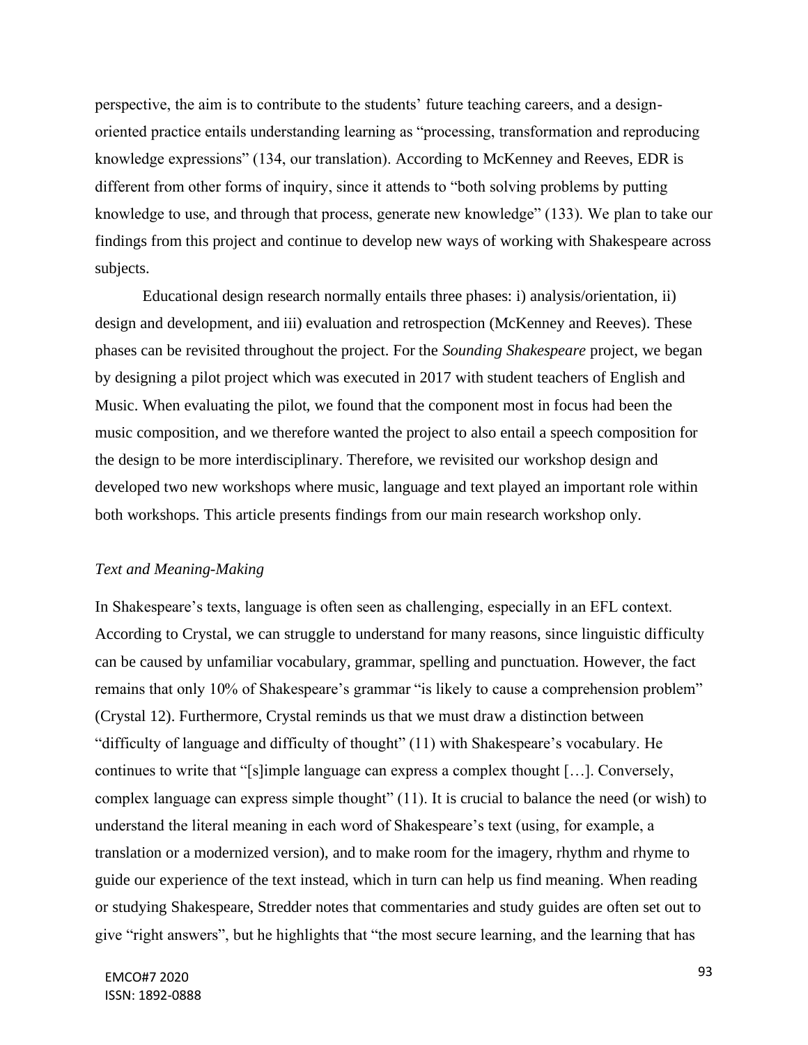perspective, the aim is to contribute to the students' future teaching careers, and a design-oriented practice entails understanding learning as "processing, transformation and reproducing knowledge expressions" (134, our translation). According to McKenney and Reeves, EDR is different from other forms of inquiry, since it attends to "both solving problems by putting knowledge to use, and through that process, generate new knowledge" (133). We plan to take our findings from this project and continue to develop new ways of working with Shakespeare across subjects.

Educational design research normally entails three phases: i) analysis/orientation, ii) design and development, and iii) evaluation and retrospection (McKenney and Reeves). These phases can be revisited throughout the project. For the *Sounding Shakespeare* project, we began by designing a pilot project which was executed in 2017 with student teachers of English and Music. When evaluating the pilot, we found that the component most in focus had been the music composition, and we therefore wanted the project to also entail a speech composition for the design to be more interdisciplinary. Therefore, we revisited our workshop design and developed two new workshops where music, language and text played an important role within both workshops. This article presents findings from our main research workshop only.

*Text and Meaning-Making*

In Shakespeare's texts, language is often seen as challenging, especially in an EFL context. According to Crystal, we can struggle to understand for many reasons, since linguistic difficulty can be caused by unfamiliar vocabulary, grammar, spelling and punctuation. However, the fact remains that only 10% of Shakespeare's grammar "is likely to cause a comprehension problem" (Crystal 12). Furthermore, Crystal reminds us that we must draw a distinction between "difficulty of language and difficulty of thought" (11) with Shakespeare's vocabulary. He continues to write that "[s]imple language can express a complex thought […]. Conversely, complex language can express simple thought" (11). It is crucial to balance the need (or wish) to understand the literal meaning in each word of Shakespeare's text (using, for example, a translation or a modernized version), and to make room for the imagery, rhythm and rhyme to guide our experience of the text instead, which in turn can help us find meaning. When reading or studying Shakespeare, Stredder notes that commentaries and study guides are often set out to give "right answers", but he highlights that "the most secure learning, and the learning that has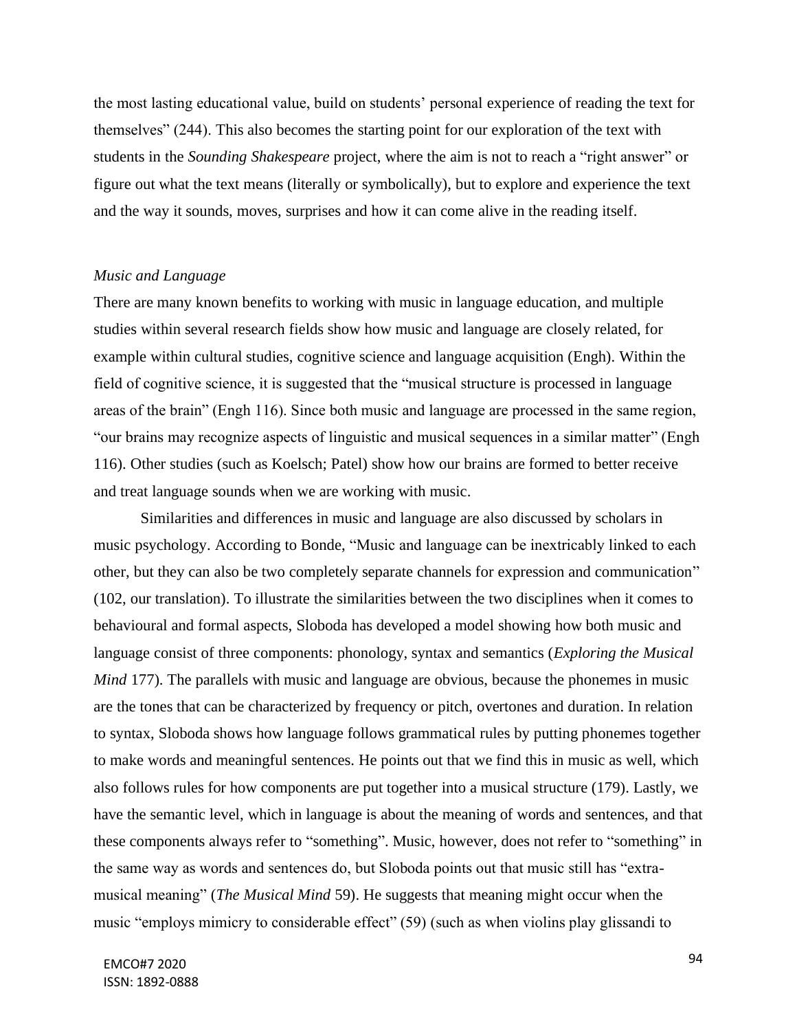the most lasting educational value, build on students' personal experience of reading the text for themselves" (244). This also becomes the starting point for our exploration of the text with students in the *Sounding Shakespeare* project, where the aim is not to reach a "right answer" or figure out what the text means (literally or symbolically), but to explore and experience the text and the way it sounds, moves, surprises and how it can come alive in the reading itself.

### *Music and Language*

There are many known benefits to working with music in language education, and multiple studies within several research fields show how music and language are closely related, for example within cultural studies, cognitive science and language acquisition (Engh). Within the field of cognitive science, it is suggested that the "musical structure is processed in language areas of the brain" (Engh 116). Since both music and language are processed in the same region, "our brains may recognize aspects of linguistic and musical sequences in a similar matter" (Engh 116). Other studies (such as Koelsch; Patel) show how our brains are formed to better receive and treat language sounds when we are working with music.

Similarities and differences in music and language are also discussed by scholars in music psychology. According to Bonde, "Music and language can be inextricably linked to each other, but they can also be two completely separate channels for expression and communication" (102, our translation). To illustrate the similarities between the two disciplines when it comes to behavioural and formal aspects, Sloboda has developed a model showing how both music and language consist of three components: phonology, syntax and semantics (*Exploring the Musical Mind* 177). The parallels with music and language are obvious, because the phonemes in music are the tones that can be characterized by frequency or pitch, overtones and duration. In relation to syntax, Sloboda shows how language follows grammatical rules by putting phonemes together to make words and meaningful sentences. He points out that we find this in music as well, which also follows rules for how components are put together into a musical structure (179). Lastly, we have the semantic level, which in language is about the meaning of words and sentences, and that these components always refer to "something". Music, however, does not refer to "something" in the same way as words and sentences do, but Sloboda points out that music still has "extra-musical meaning" (*The Musical Mind* 59). He suggests that meaning might occur when the music "employs mimicry to considerable effect" (59) (such as when violins play glissandi to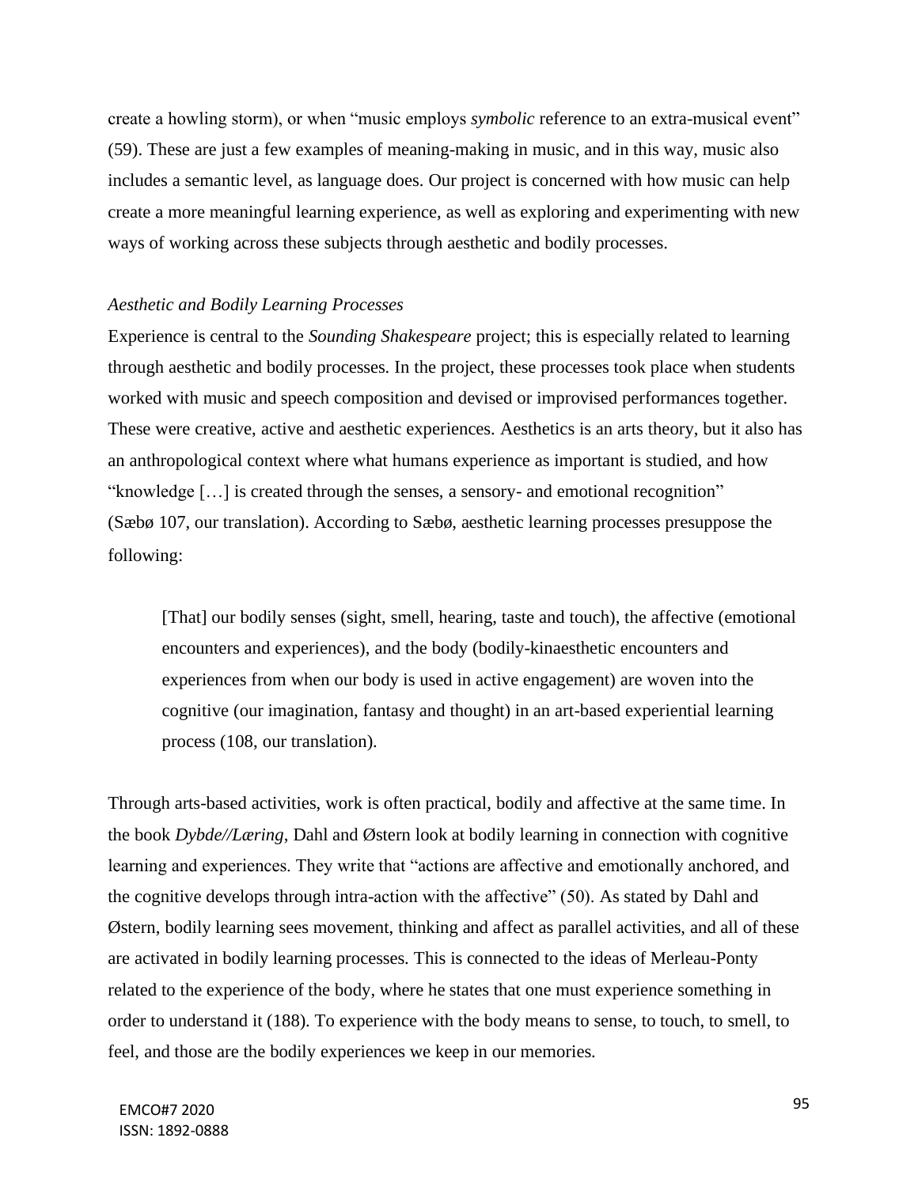create a howling storm), or when "music employs *symbolic* reference to an extra-musical event" (59). These are just a few examples of meaning-making in music, and in this way, music also includes a semantic level, as language does. Our project is concerned with how music can help create a more meaningful learning experience, as well as exploring and experimenting with new ways of working across these subjects through aesthetic and bodily processes.

### *Aesthetic and Bodily Learning Processes*

Experience is central to the *Sounding Shakespeare* project; this is especially related to learning through aesthetic and bodily processes. In the project, these processes took place when students worked with music and speech composition and devised or improvised performances together. These were creative, active and aesthetic experiences. Aesthetics is an arts theory, but it also has an anthropological context where what humans experience as important is studied, and how "knowledge […] is created through the senses, a sensory- and emotional recognition" (Sæbø 107, our translation). According to Sæbø, aesthetic learning processes presuppose the following:

> [That] our bodily senses (sight, smell, hearing, taste and touch), the affective (emotional encounters and experiences), and the body (bodily-kinaesthetic encounters and experiences from when our body is used in active engagement) are woven into the cognitive (our imagination, fantasy and thought) in an art-based experiential learning process (108, our translation).

Through arts-based activities, work is often practical, bodily and affective at the same time. In the book *Dybde//Læring*, Dahl and Østern look at bodily learning in connection with cognitive learning and experiences. They write that "actions are affective and emotionally anchored, and the cognitive develops through intra-action with the affective" (50). As stated by Dahl and Østern, bodily learning sees movement, thinking and affect as parallel activities, and all of these are activated in bodily learning processes. This is connected to the ideas of Merleau-Ponty related to the experience of the body, where he states that one must experience something in order to understand it (188). To experience with the body means to sense, to touch, to smell, to feel, and those are the bodily experiences we keep in our memories.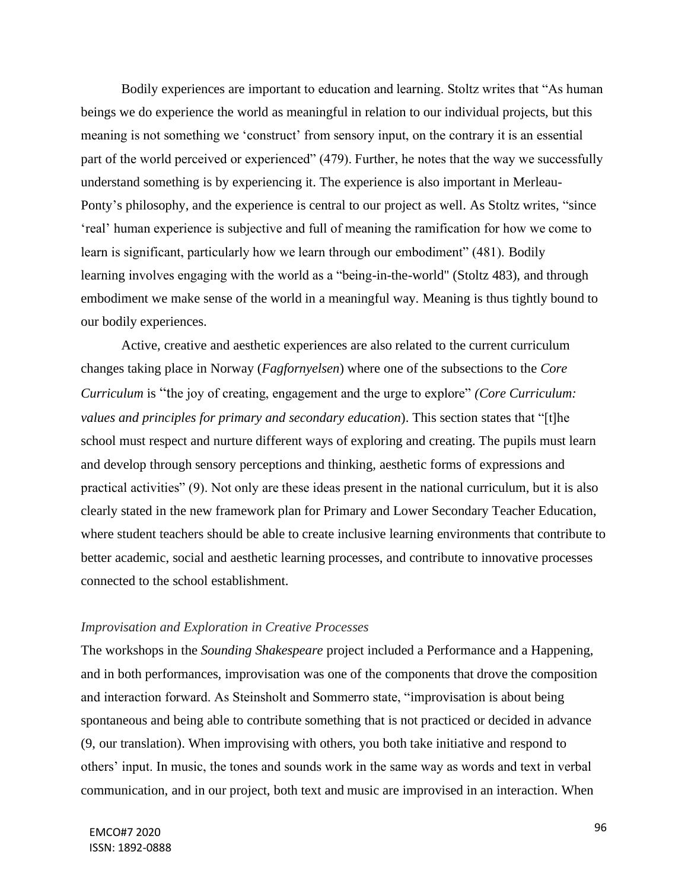Bodily experiences are important to education and learning. Stoltz writes that "As human beings we do experience the world as meaningful in relation to our individual projects, but this meaning is not something we 'construct' from sensory input, on the contrary it is an essential part of the world perceived or experienced" (479). Further, he notes that the way we successfully understand something is by experiencing it. The experience is also important in Merleau-Ponty's philosophy, and the experience is central to our project as well. As Stoltz writes, "since 'real' human experience is subjective and full of meaning the ramification for how we come to learn is significant, particularly how we learn through our embodiment" (481). Bodily learning involves engaging with the world as a "being-in-the-world" (Stoltz 483), and through embodiment we make sense of the world in a meaningful way. Meaning is thus tightly bound to our bodily experiences.

Active, creative and aesthetic experiences are also related to the current curriculum changes taking place in Norway (*Fagfornyelsen*) where one of the subsections to the *Core Curriculum* is "the joy of creating, engagement and the urge to explore" *(Core Curriculum: values and principles for primary and secondary education*). This section states that "[t]he school must respect and nurture different ways of exploring and creating. The pupils must learn and develop through sensory perceptions and thinking, aesthetic forms of expressions and practical activities" (9). Not only are these ideas present in the national curriculum, but it is also clearly stated in the new framework plan for Primary and Lower Secondary Teacher Education, where student teachers should be able to create inclusive learning environments that contribute to better academic, social and aesthetic learning processes, and contribute to innovative processes connected to the school establishment.

*Improvisation and Exploration in Creative Processes*

The workshops in the *Sounding Shakespeare* project included a Performance and a Happening, and in both performances, improvisation was one of the components that drove the composition and interaction forward. As Steinsholt and Sommerro state, "improvisation is about being spontaneous and being able to contribute something that is not practiced or decided in advance (9, our translation). When improvising with others, you both take initiative and respond to others' input. In music, the tones and sounds work in the same way as words and text in verbal communication, and in our project, both text and music are improvised in an interaction. When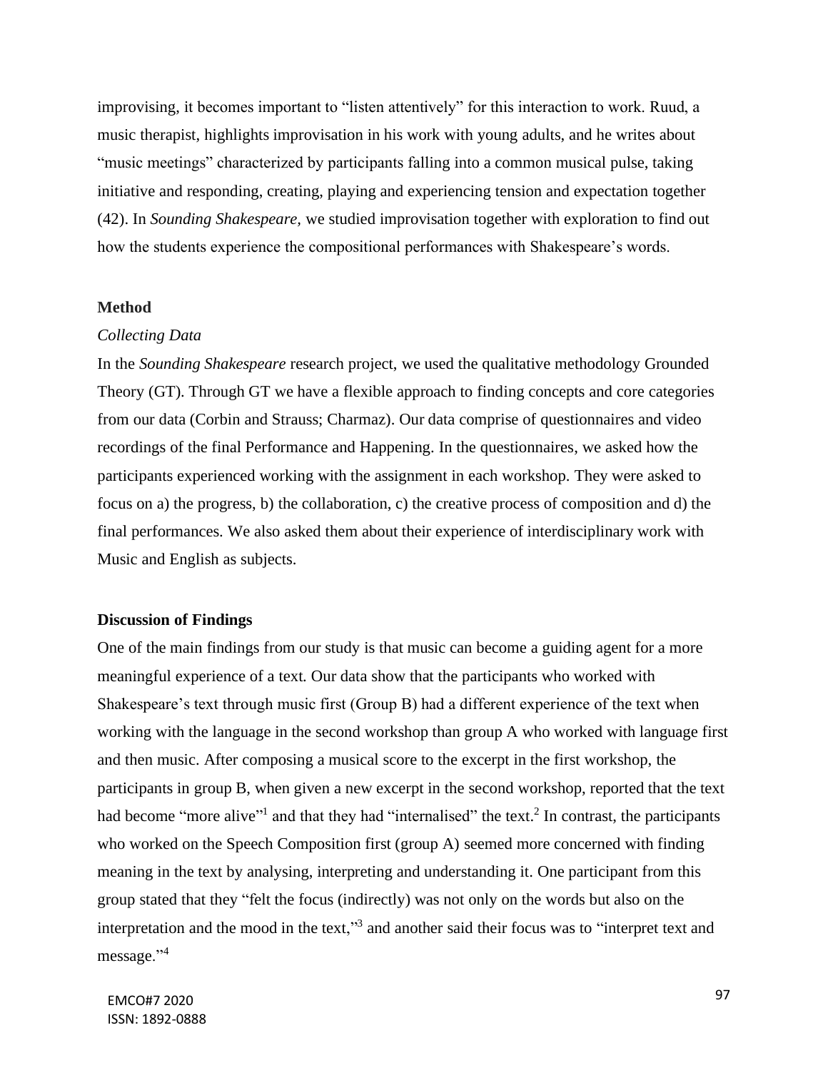improvising, it becomes important to "listen attentively" for this interaction to work. Ruud, a music therapist, highlights improvisation in his work with young adults, and he writes about "music meetings" characterized by participants falling into a common musical pulse, taking initiative and responding, creating, playing and experiencing tension and expectation together (42). In *Sounding Shakespeare,* we studied improvisation together with exploration to find out how the students experience the compositional performances with Shakespeare's words.

## Method

### *Collecting Data*

In the *Sounding Shakespeare* research project, we used the qualitative methodology Grounded Theory (GT). Through GT we have a flexible approach to finding concepts and core categories from our data (Corbin and Strauss; Charmaz). Our data comprise of questionnaires and video recordings of the final Performance and Happening. In the questionnaires, we asked how the participants experienced working with the assignment in each workshop. They were asked to focus on a) the progress, b) the collaboration, c) the creative process of composition and d) the final performances. We also asked them about their experience of interdisciplinary work with Music and English as subjects.

## Discussion of Findings

One of the main findings from our study is that music can become a guiding agent for a more meaningful experience of a text. Our data show that the participants who worked with Shakespeare's text through music first (Group B) had a different experience of the text when working with the language in the second workshop than group A who worked with language first and then music. After composing a musical score to the excerpt in the first workshop, the participants in group B, when given a new excerpt in the second workshop, reported that the text had become "more alive"[1] and that they had "internalised" the text.[2] In contrast, the participants who worked on the Speech Composition first (group A) seemed more concerned with finding meaning in the text by analysing, interpreting and understanding it. One participant from this group stated that they "felt the focus (indirectly) was not only on the words but also on the interpretation and the mood in the text,"[3] and another said their focus was to "interpret text and message."[4]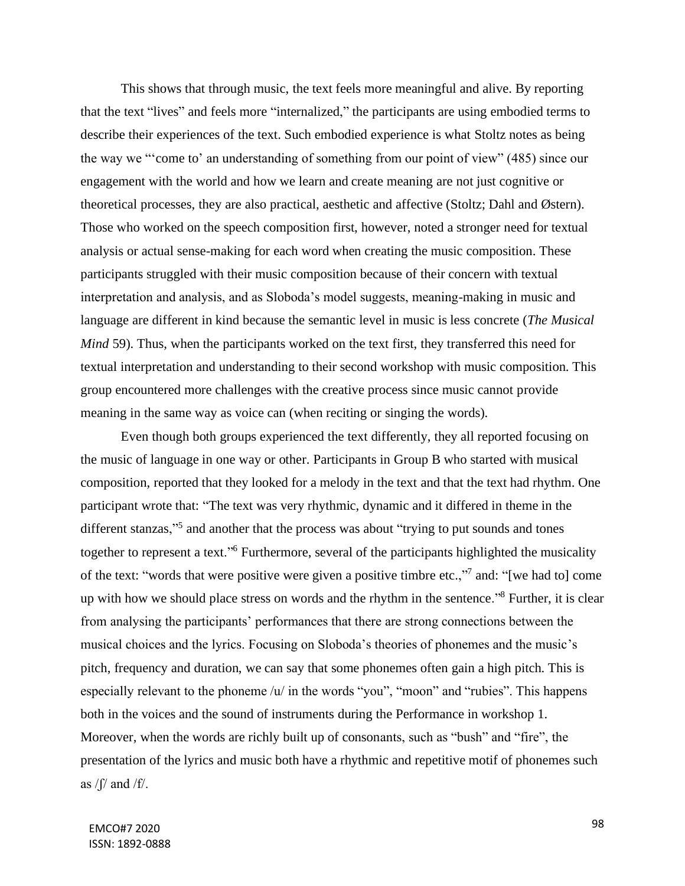This shows that through music, the text feels more meaningful and alive. By reporting that the text "lives" and feels more "internalized," the participants are using embodied terms to describe their experiences of the text. Such embodied experience is what Stoltz notes as being the way we "'come to' an understanding of something from our point of view" (485) since our engagement with the world and how we learn and create meaning are not just cognitive or theoretical processes, they are also practical, aesthetic and affective (Stoltz; Dahl and Østern). Those who worked on the speech composition first, however, noted a stronger need for textual analysis or actual sense-making for each word when creating the music composition. These participants struggled with their music composition because of their concern with textual interpretation and analysis, and as Sloboda's model suggests, meaning-making in music and language are different in kind because the semantic level in music is less concrete (*The Musical Mind* 59). Thus, when the participants worked on the text first, they transferred this need for textual interpretation and understanding to their second workshop with music composition. This group encountered more challenges with the creative process since music cannot provide meaning in the same way as voice can (when reciting or singing the words).

Even though both groups experienced the text differently, they all reported focusing on the music of language in one way or other. Participants in Group B who started with musical composition, reported that they looked for a melody in the text and that the text had rhythm. One participant wrote that: "The text was very rhythmic, dynamic and it differed in theme in the different stanzas,"[5] and another that the process was about "trying to put sounds and tones together to represent a text."[6] Furthermore, several of the participants highlighted the musicality of the text: "words that were positive were given a positive timbre etc.,"[7] and: "[we had to] come up with how we should place stress on words and the rhythm in the sentence."[8] Further, it is clear from analysing the participants' performances that there are strong connections between the musical choices and the lyrics. Focusing on Sloboda's theories of phonemes and the music's pitch, frequency and duration, we can say that some phonemes often gain a high pitch. This is especially relevant to the phoneme /u/ in the words "you", "moon" and "rubies". This happens both in the voices and the sound of instruments during the Performance in workshop 1. Moreover, when the words are richly built up of consonants, such as "bush" and "fire", the presentation of the lyrics and music both have a rhythmic and repetitive motif of phonemes such as /ʃ/ and /f/.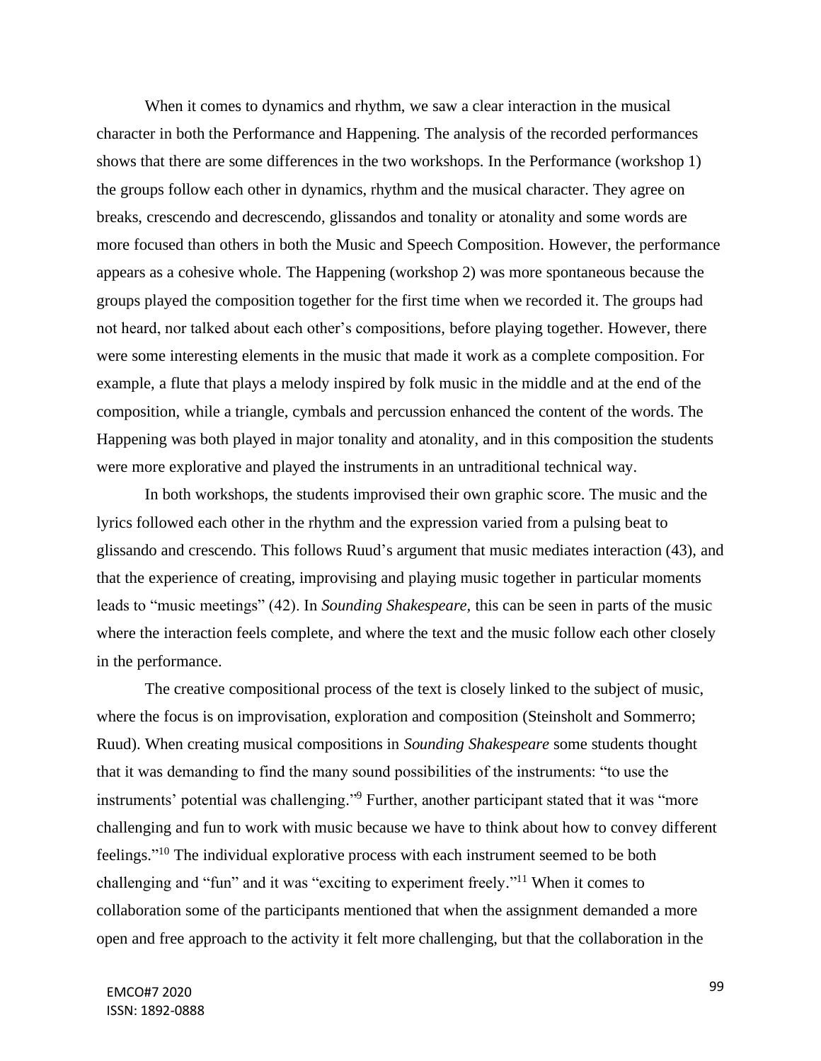When it comes to dynamics and rhythm, we saw a clear interaction in the musical character in both the Performance and Happening. The analysis of the recorded performances shows that there are some differences in the two workshops. In the Performance (workshop 1) the groups follow each other in dynamics, rhythm and the musical character. They agree on breaks, crescendo and decrescendo, glissandos and tonality or atonality and some words are more focused than others in both the Music and Speech Composition. However, the performance appears as a cohesive whole. The Happening (workshop 2) was more spontaneous because the groups played the composition together for the first time when we recorded it. The groups had not heard, nor talked about each other's compositions, before playing together. However, there were some interesting elements in the music that made it work as a complete composition. For example, a flute that plays a melody inspired by folk music in the middle and at the end of the composition, while a triangle, cymbals and percussion enhanced the content of the words. The Happening was both played in major tonality and atonality, and in this composition the students were more explorative and played the instruments in an untraditional technical way.

In both workshops, the students improvised their own graphic score. The music and the lyrics followed each other in the rhythm and the expression varied from a pulsing beat to glissando and crescendo. This follows Ruud's argument that music mediates interaction (43), and that the experience of creating, improvising and playing music together in particular moments leads to "music meetings" (42). In *Sounding Shakespeare,* this can be seen in parts of the music where the interaction feels complete, and where the text and the music follow each other closely in the performance.

The creative compositional process of the text is closely linked to the subject of music, where the focus is on improvisation, exploration and composition (Steinsholt and Sommerro; Ruud). When creating musical compositions in *Sounding Shakespeare* some students thought that it was demanding to find the many sound possibilities of the instruments: "to use the instruments' potential was challenging."[9] Further, another participant stated that it was "more challenging and fun to work with music because we have to think about how to convey different feelings."[10] The individual explorative process with each instrument seemed to be both challenging and "fun" and it was "exciting to experiment freely."[11] When it comes to collaboration some of the participants mentioned that when the assignment demanded a more open and free approach to the activity it felt more challenging, but that the collaboration in the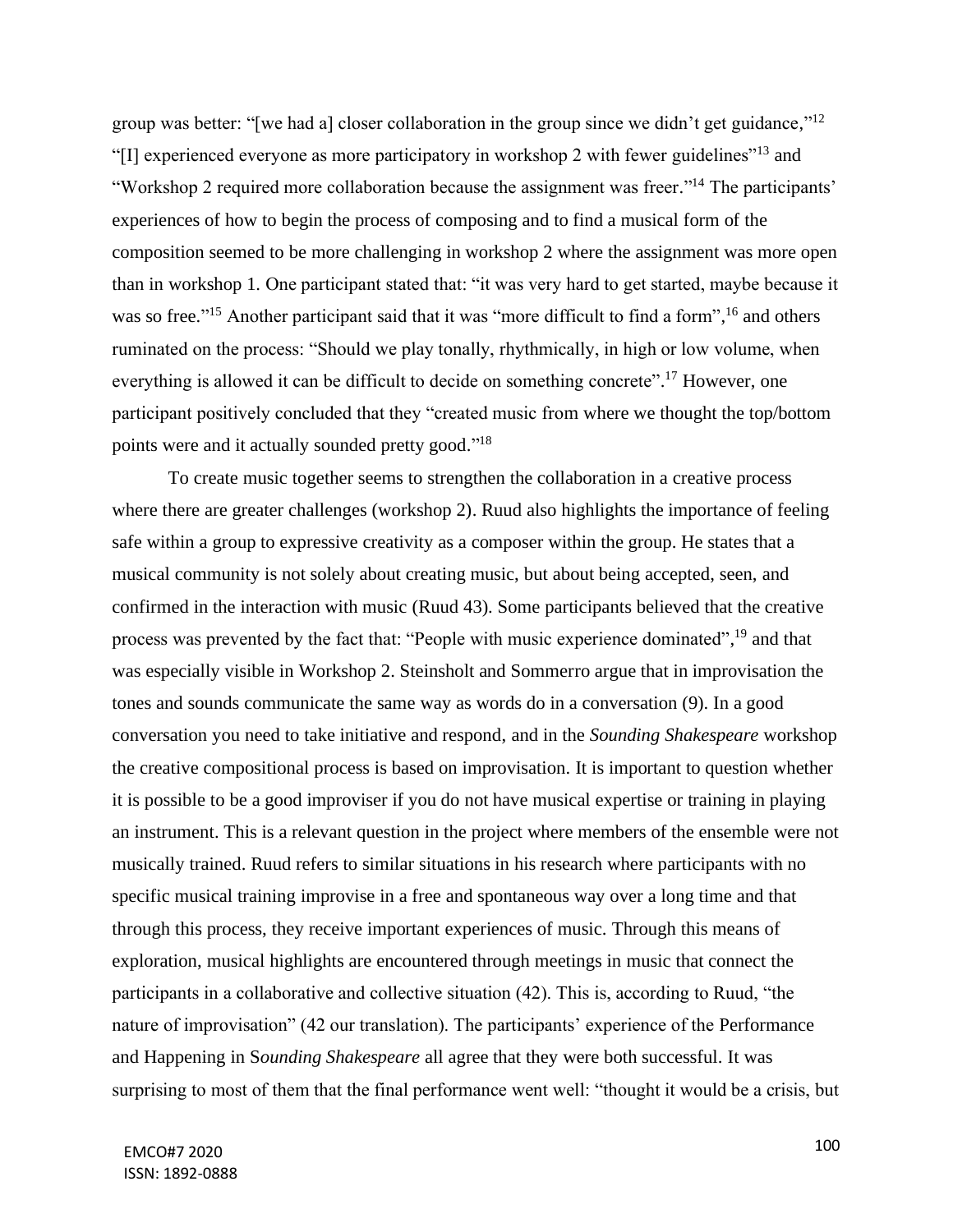group was better: "[we had a] closer collaboration in the group since we didn't get guidance,"[12] "[I] experienced everyone as more participatory in workshop 2 with fewer guidelines"[13] and "Workshop 2 required more collaboration because the assignment was freer."[14] The participants' experiences of how to begin the process of composing and to find a musical form of the composition seemed to be more challenging in workshop 2 where the assignment was more open than in workshop 1. One participant stated that: "it was very hard to get started, maybe because it was so free."[15] Another participant said that it was "more difficult to find a form",[16] and others ruminated on the process: "Should we play tonally, rhythmically, in high or low volume, when everything is allowed it can be difficult to decide on something concrete".[17] However, one participant positively concluded that they "created music from where we thought the top/bottom points were and it actually sounded pretty good."[18]

To create music together seems to strengthen the collaboration in a creative process where there are greater challenges (workshop 2). Ruud also highlights the importance of feeling safe within a group to expressive creativity as a composer within the group. He states that a musical community is not solely about creating music, but about being accepted, seen, and confirmed in the interaction with music (Ruud 43). Some participants believed that the creative process was prevented by the fact that: "People with music experience dominated",[19] and that was especially visible in Workshop 2. Steinsholt and Sommerro argue that in improvisation the tones and sounds communicate the same way as words do in a conversation (9). In a good conversation you need to take initiative and respond, and in the *Sounding Shakespeare* workshop the creative compositional process is based on improvisation. It is important to question whether it is possible to be a good improviser if you do not have musical expertise or training in playing an instrument. This is a relevant question in the project where members of the ensemble were not musically trained. Ruud refers to similar situations in his research where participants with no specific musical training improvise in a free and spontaneous way over a long time and that through this process, they receive important experiences of music. Through this means of exploration, musical highlights are encountered through meetings in music that connect the participants in a collaborative and collective situation (42). This is, according to Ruud, "the nature of improvisation" (42 our translation). The participants' experience of the Performance and Happening in S*ounding Shakespeare* all agree that they were both successful. It was surprising to most of them that the final performance went well: "thought it would be a crisis, but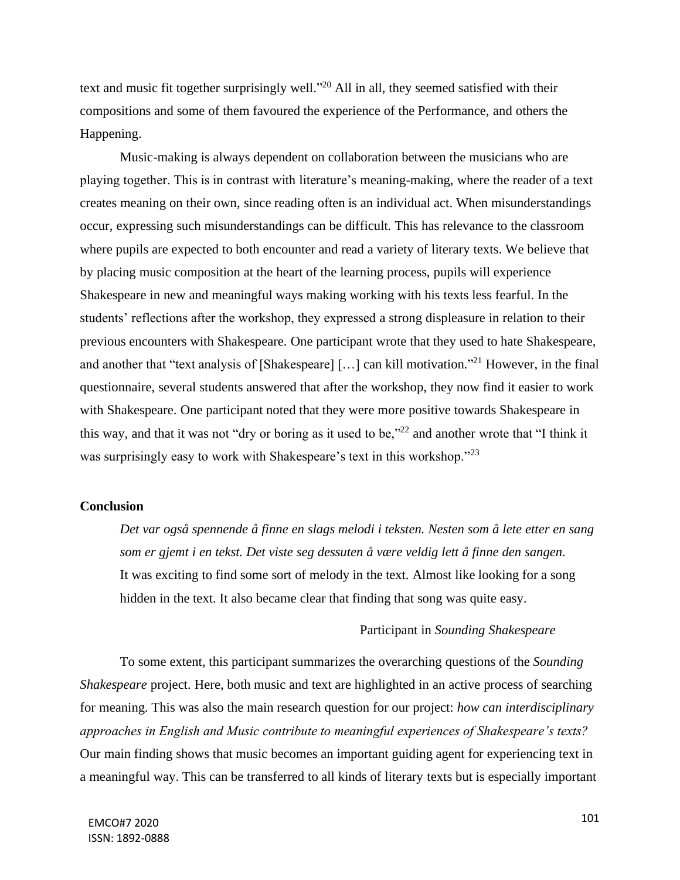text and music fit together surprisingly well."[20] All in all, they seemed satisfied with their compositions and some of them favoured the experience of the Performance, and others the Happening.

Music-making is always dependent on collaboration between the musicians who are playing together. This is in contrast with literature's meaning-making, where the reader of a text creates meaning on their own, since reading often is an individual act. When misunderstandings occur, expressing such misunderstandings can be difficult. This has relevance to the classroom where pupils are expected to both encounter and read a variety of literary texts. We believe that by placing music composition at the heart of the learning process, pupils will experience Shakespeare in new and meaningful ways making working with his texts less fearful. In the students' reflections after the workshop, they expressed a strong displeasure in relation to their previous encounters with Shakespeare. One participant wrote that they used to hate Shakespeare, and another that "text analysis of [Shakespeare] […] can kill motivation."[21] However, in the final questionnaire, several students answered that after the workshop, they now find it easier to work with Shakespeare. One participant noted that they were more positive towards Shakespeare in this way, and that it was not "dry or boring as it used to be,"[22] and another wrote that "I think it was surprisingly easy to work with Shakespeare's text in this workshop."[23]

**Conclusion**

> *Det var også spennende å finne en slags melodi i teksten. Nesten som å lete etter en sang som er gjemt i en tekst. Det viste seg dessuten å være veldig lett å finne den sangen.*
> It was exciting to find some sort of melody in the text. Almost like looking for a song hidden in the text. It also became clear that finding that song was quite easy.
>
> Participant in *Sounding Shakespeare*

To some extent, this participant summarizes the overarching questions of the *Sounding Shakespeare* project. Here, both music and text are highlighted in an active process of searching for meaning. This was also the main research question for our project: *how can interdisciplinary approaches in English and Music contribute to meaningful experiences of Shakespeare's texts?* Our main finding shows that music becomes an important guiding agent for experiencing text in a meaningful way. This can be transferred to all kinds of literary texts but is especially important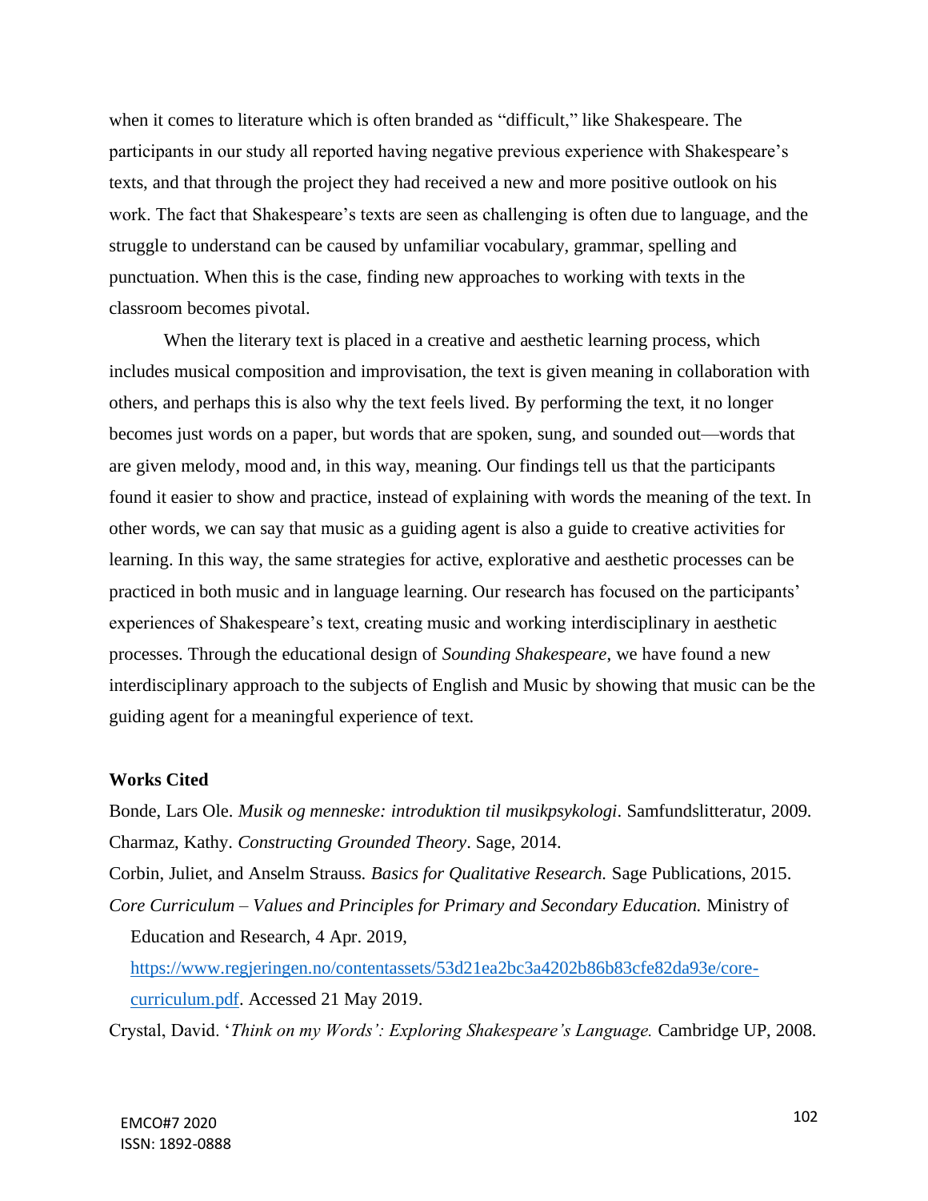when it comes to literature which is often branded as "difficult," like Shakespeare. The participants in our study all reported having negative previous experience with Shakespeare's texts, and that through the project they had received a new and more positive outlook on his work. The fact that Shakespeare's texts are seen as challenging is often due to language, and the struggle to understand can be caused by unfamiliar vocabulary, grammar, spelling and punctuation. When this is the case, finding new approaches to working with texts in the classroom becomes pivotal.

When the literary text is placed in a creative and aesthetic learning process, which includes musical composition and improvisation, the text is given meaning in collaboration with others, and perhaps this is also why the text feels lived. By performing the text, it no longer becomes just words on a paper, but words that are spoken, sung, and sounded out—words that are given melody, mood and, in this way, meaning. Our findings tell us that the participants found it easier to show and practice, instead of explaining with words the meaning of the text. In other words, we can say that music as a guiding agent is also a guide to creative activities for learning. In this way, the same strategies for active, explorative and aesthetic processes can be practiced in both music and in language learning. Our research has focused on the participants' experiences of Shakespeare's text, creating music and working interdisciplinary in aesthetic processes. Through the educational design of *Sounding Shakespeare*, we have found a new interdisciplinary approach to the subjects of English and Music by showing that music can be the guiding agent for a meaningful experience of text.

**Works Cited**

Bonde, Lars Ole. *Musik og menneske: introduktion til musikpsykologi*. Samfundslitteratur, 2009.

Charmaz, Kathy. *Constructing Grounded Theory*. Sage, 2014.

Corbin, Juliet, and Anselm Strauss. *Basics for Qualitative Research.* Sage Publications, 2015.

*Core Curriculum – Values and Principles for Primary and Secondary Education.* Ministry of Education and Research, 4 Apr. 2019, https://www.regjeringen.no/contentassets/53d21ea2bc3a4202b86b83cfe82da93e/core-curriculum.pdf. Accessed 21 May 2019.

Crystal, David. '*Think on my Words': Exploring Shakespeare's Language.* Cambridge UP, 2008.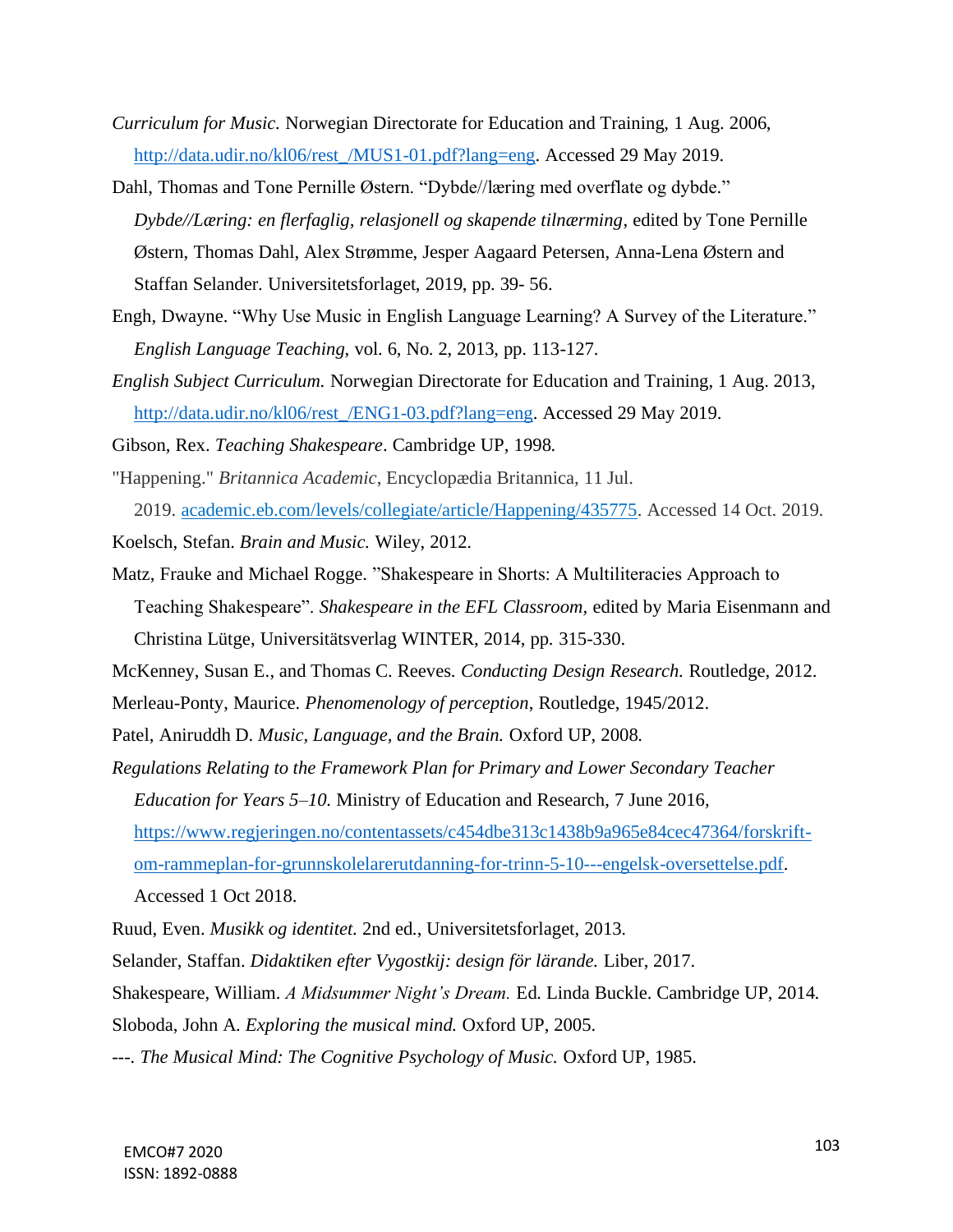*Curriculum for Music.* Norwegian Directorate for Education and Training, 1 Aug. 2006, http://data.udir.no/kl06/rest_/MUS1-01.pdf?lang=eng. Accessed 29 May 2019.

Dahl, Thomas and Tone Pernille Østern. "Dybde//læring med overflate og dybde." *Dybde//Læring: en flerfaglig, relasjonell og skapende tilnærming*, edited by Tone Pernille Østern, Thomas Dahl, Alex Strømme, Jesper Aagaard Petersen, Anna-Lena Østern and Staffan Selander. Universitetsforlaget, 2019, pp. 39- 56.

Engh, Dwayne. "Why Use Music in English Language Learning? A Survey of the Literature." *English Language Teaching*, vol. 6, No. 2, 2013, pp. 113-127.

*English Subject Curriculum.* Norwegian Directorate for Education and Training, 1 Aug. 2013, http://data.udir.no/kl06/rest_/ENG1-03.pdf?lang=eng. Accessed 29 May 2019.

Gibson, Rex. *Teaching Shakespeare*. Cambridge UP, 1998.

"Happening." *Britannica Academic*, Encyclopædia Britannica, 11 Jul. 2019. academic.eb.com/levels/collegiate/article/Happening/435775. Accessed 14 Oct. 2019.

Koelsch, Stefan. *Brain and Music.* Wiley, 2012.

Matz, Frauke and Michael Rogge. "Shakespeare in Shorts: A Multiliteracies Approach to Teaching Shakespeare". *Shakespeare in the EFL Classroom*, edited by Maria Eisenmann and Christina Lütge, Universitätsverlag WINTER, 2014, pp. 315-330.

McKenney, Susan E., and Thomas C. Reeves. *Conducting Design Research.* Routledge, 2012.

Merleau-Ponty, Maurice. *Phenomenology of perception*, Routledge, 1945/2012.

Patel, Aniruddh D. *Music, Language, and the Brain.* Oxford UP, 2008.

*Regulations Relating to the Framework Plan for Primary and Lower Secondary Teacher Education for Years 5–10.* Ministry of Education and Research, 7 June 2016, https://www.regjeringen.no/contentassets/c454dbe313c1438b9a965e84cec47364/forskrift-om-rammeplan-for-grunnskolelarerutdanning-for-trinn-5-10---engelsk-oversettelse.pdf. Accessed 1 Oct 2018.

Ruud, Even. *Musikk og identitet.* 2nd ed., Universitetsforlaget, 2013.

Selander, Staffan. *Didaktiken efter Vygostkij: design för lärande.* Liber, 2017.

Shakespeare, William. *A Midsummer Night's Dream.* Ed. Linda Buckle. Cambridge UP, 2014.

Sloboda, John A. *Exploring the musical mind.* Oxford UP, 2005.

---. *The Musical Mind: The Cognitive Psychology of Music.* Oxford UP, 1985.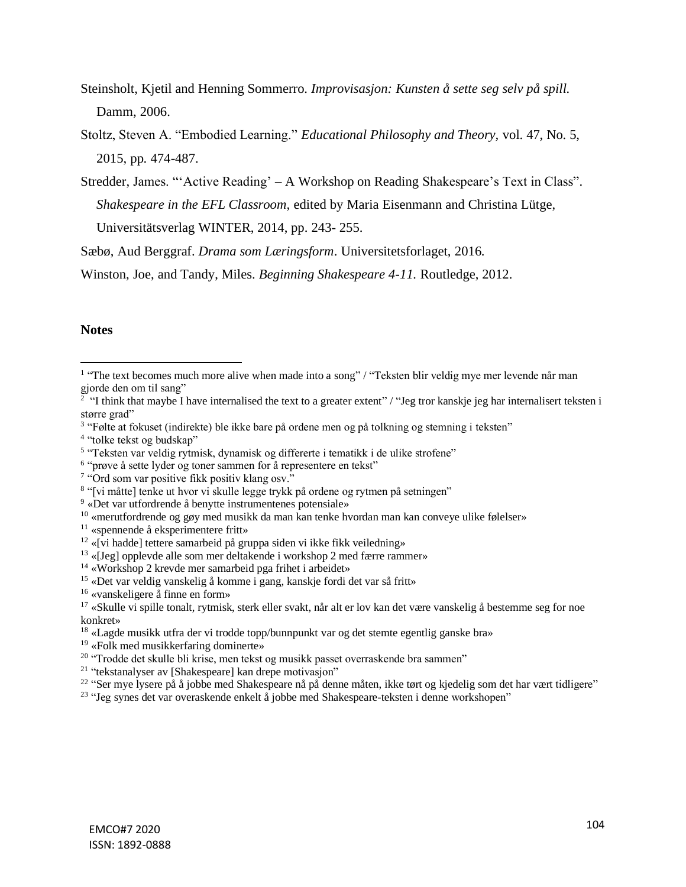Steinsholt, Kjetil and Henning Sommerro. *Improvisasjon: Kunsten å sette seg selv på spill.* Damm, 2006.

Stoltz, Steven A. "Embodied Learning." *Educational Philosophy and Theory,* vol. 47, No. 5, 2015, pp. 474-487.

Stredder, James. "'Active Reading' – A Workshop on Reading Shakespeare's Text in Class". *Shakespeare in the EFL Classroom,* edited by Maria Eisenmann and Christina Lütge, Universitätsverlag WINTER, 2014, pp. 243- 255.

Sæbø, Aud Berggraf. *Drama som Læringsform*. Universitetsforlaget, 2016.

Winston, Joe, and Tandy, Miles. *Beginning Shakespeare 4-11.* Routledge, 2012.

**Notes**

---

[1] "The text becomes much more alive when made into a song" / "Teksten blir veldig mye mer levende når man gjorde den om til sang"

[2] "I think that maybe I have internalised the text to a greater extent" / "Jeg tror kanskje jeg har internalisert teksten i større grad"

[3] "Følte at fokuset (indirekte) ble ikke bare på ordene men og på tolkning og stemning i teksten"

[4] "tolke tekst og budskap"

[5] "Teksten var veldig rytmisk, dynamisk og differerte i tematikk i de ulike strofene"

[6] "prøve å sette lyder og toner sammen for å representere en tekst"

[7] "Ord som var positive fikk positiv klang osv."

[8] "[vi måtte] tenke ut hvor vi skulle legge trykk på ordene og rytmen på setningen"

[9] «Det var utfordrende å benytte instrumentenes potensiale»

[10] «merutfordrende og gøy med musikk da man kan tenke hvordan man kan conveye ulike følelser»

[11] «spennende å eksperimentere fritt»

[12] «[vi hadde] tettere samarbeid på gruppa siden vi ikke fikk veiledning»

[13] «[Jeg] opplevde alle som mer deltakende i workshop 2 med færre rammer»

[14] «Workshop 2 krevde mer samarbeid pga frihet i arbeidet»

[15] «Det var veldig vanskelig å komme i gang, kanskje fordi det var så fritt»

[16] «vanskeligere å finne en form»

[17] «Skulle vi spille tonalt, rytmisk, sterk eller svakt, når alt er lov kan det være vanskelig å bestemme seg for noe konkret»

[18] «Lagde musikk utfra der vi trodde topp/bunnpunkt var og det stemte egentlig ganske bra»

[19] «Folk med musikkerfaring dominerte»

[20] "Trodde det skulle bli krise, men tekst og musikk passet overraskende bra sammen"

[21] "tekstanalyser av [Shakespeare] kan drepe motivasjon"

[22] "Ser mye lysere på å jobbe med Shakespeare nå på denne måten, ikke tørt og kjedelig som det har vært tidligere"

[23] "Jeg synes det var overaskende enkelt å jobbe med Shakespeare-teksten i denne workshopen"